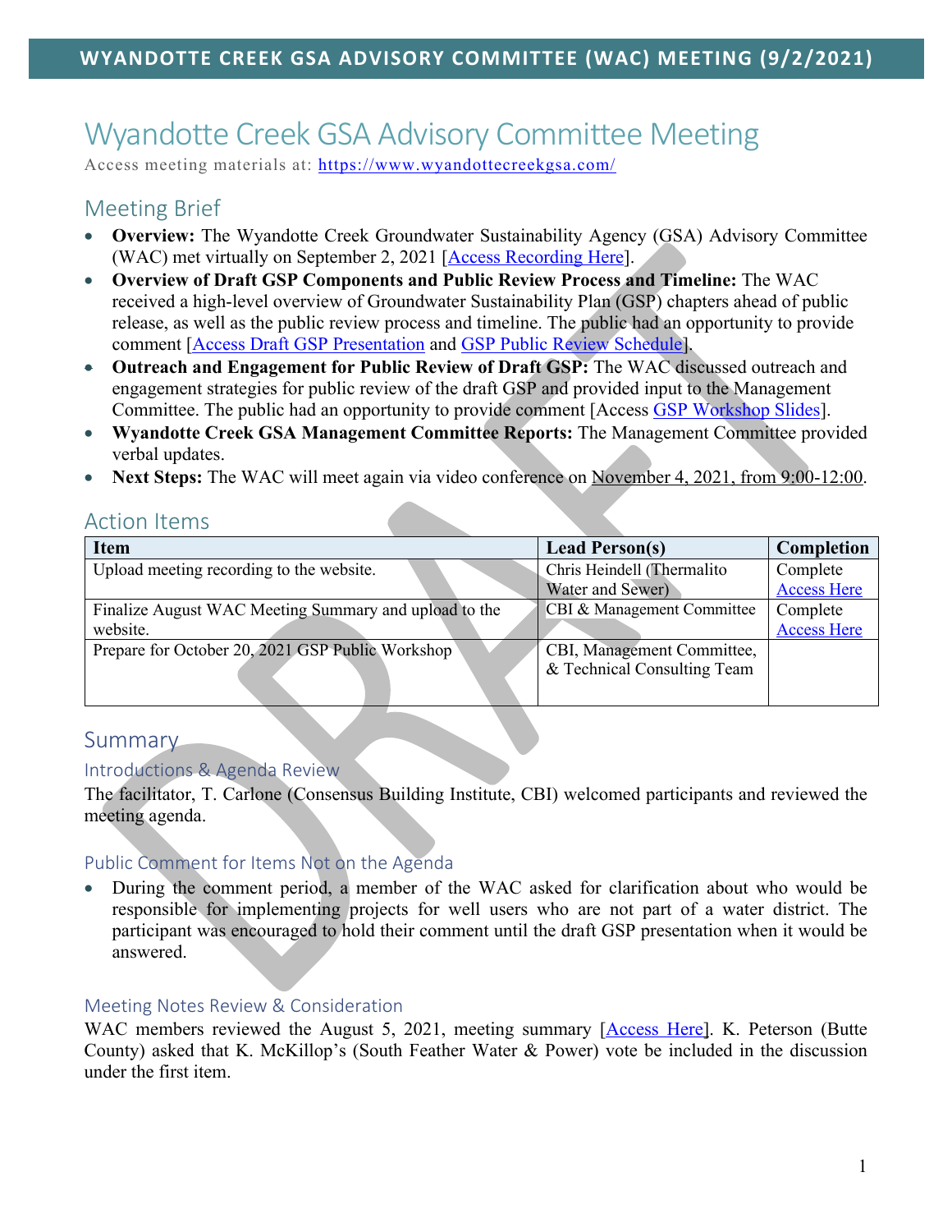# Wyandotte Creek GSA Advisory Committee Meeting

Access meeting materials at: https://www.wyandottecreekgsa.com/

## Meeting Brief

- **Overview:** The Wyandotte Creek Groundwater Sustainability Agency (GSA) Advisory Committee (WAC) met virtually on September 2, 2021 [Access Recording Here].
- **Overview of Draft GSP Components and Public Review Process and Timeline:** The WAC received a high-level overview of Groundwater Sustainability Plan (GSP) chapters ahead of public release, as well as the public review process and timeline. The public had an opportunity to provide comment [Access Draft GSP Presentation and GSP Public Review Schedule].
- **Outreach and Engagement for Public Review of Draft GSP:** The WAC discussed outreach and engagement strategies for public review of the draft GSP and provided input to the Management Committee. The public had an opportunity to provide comment [Access GSP Workshop Slides].
- **Wyandotte Creek GSA Management Committee Reports:** The Management Committee provided verbal updates.
- **Next Steps:** The WAC will meet again via video conference on November 4, 2021, from 9:00-12:00.

## Action Items

| Item | Lead Person(s) | Completion |
|---|---|---|
| Upload meeting recording to the website. | Chris Heindell (Thermalito Water and Sewer) | Complete Access Here |
| Finalize August WAC Meeting Summary and upload to the website. | CBI & Management Committee | Complete Access Here |
| Prepare for October 20, 2021 GSP Public Workshop | CBI, Management Committee, & Technical Consulting Team | |

## Summary

### Introductions & Agenda Review

The facilitator, T. Carlone (Consensus Building Institute, CBI) welcomed participants and reviewed the meeting agenda.

### Public Comment for Items Not on the Agenda

- During the comment period, a member of the WAC asked for clarification about who would be responsible for implementing projects for well users who are not part of a water district. The participant was encouraged to hold their comment until the draft GSP presentation when it would be answered.

### Meeting Notes Review & Consideration

WAC members reviewed the August 5, 2021, meeting summary [Access Here]. K. Peterson (Butte County) asked that K. McKillop's (South Feather Water & Power) vote be included in the discussion under the first item.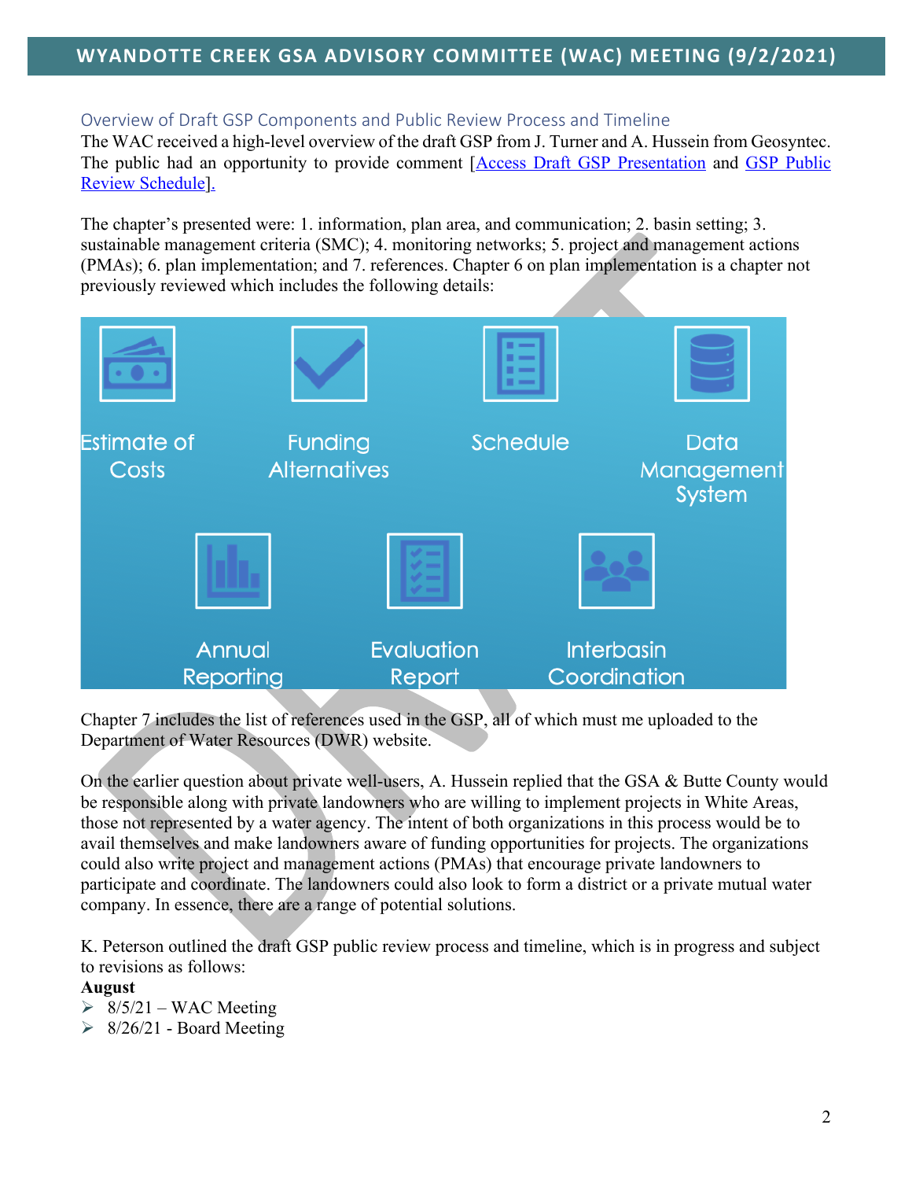## Overview of Draft GSP Components and Public Review Process and Timeline

The WAC received a high-level overview of the draft GSP from J. Turner and A. Hussein from Geosyntec. The public had an opportunity to provide comment [Access Draft GSP Presentation and GSP Public Review Schedule].

The chapter's presented were: 1. information, plan area, and communication; 2. basin setting; 3. sustainable management criteria (SMC); 4. monitoring networks; 5. project and management actions (PMAs); 6. plan implementation; and 7. references. Chapter 6 on plan implementation is a chapter not previously reviewed which includes the following details:

- Estimate of Costs
- Funding Alternatives
- Schedule
- Data Management System
- Annual Reporting
- Evaluation Report
- Interbasin Coordination

Chapter 7 includes the list of references used in the GSP, all of which must me uploaded to the Department of Water Resources (DWR) website.

On the earlier question about private well-users, A. Hussein replied that the GSA & Butte County would be responsible along with private landowners who are willing to implement projects in White Areas, those not represented by a water agency. The intent of both organizations in this process would be to avail themselves and make landowners aware of funding opportunities for projects. The organizations could also write project and management actions (PMAs) that encourage private landowners to participate and coordinate. The landowners could also look to form a district or a private mutual water company. In essence, there are a range of potential solutions.

K. Peterson outlined the draft GSP public review process and timeline, which is in progress and subject to revisions as follows:

**August**

- 8/5/21 – WAC Meeting
- 8/26/21 - Board Meeting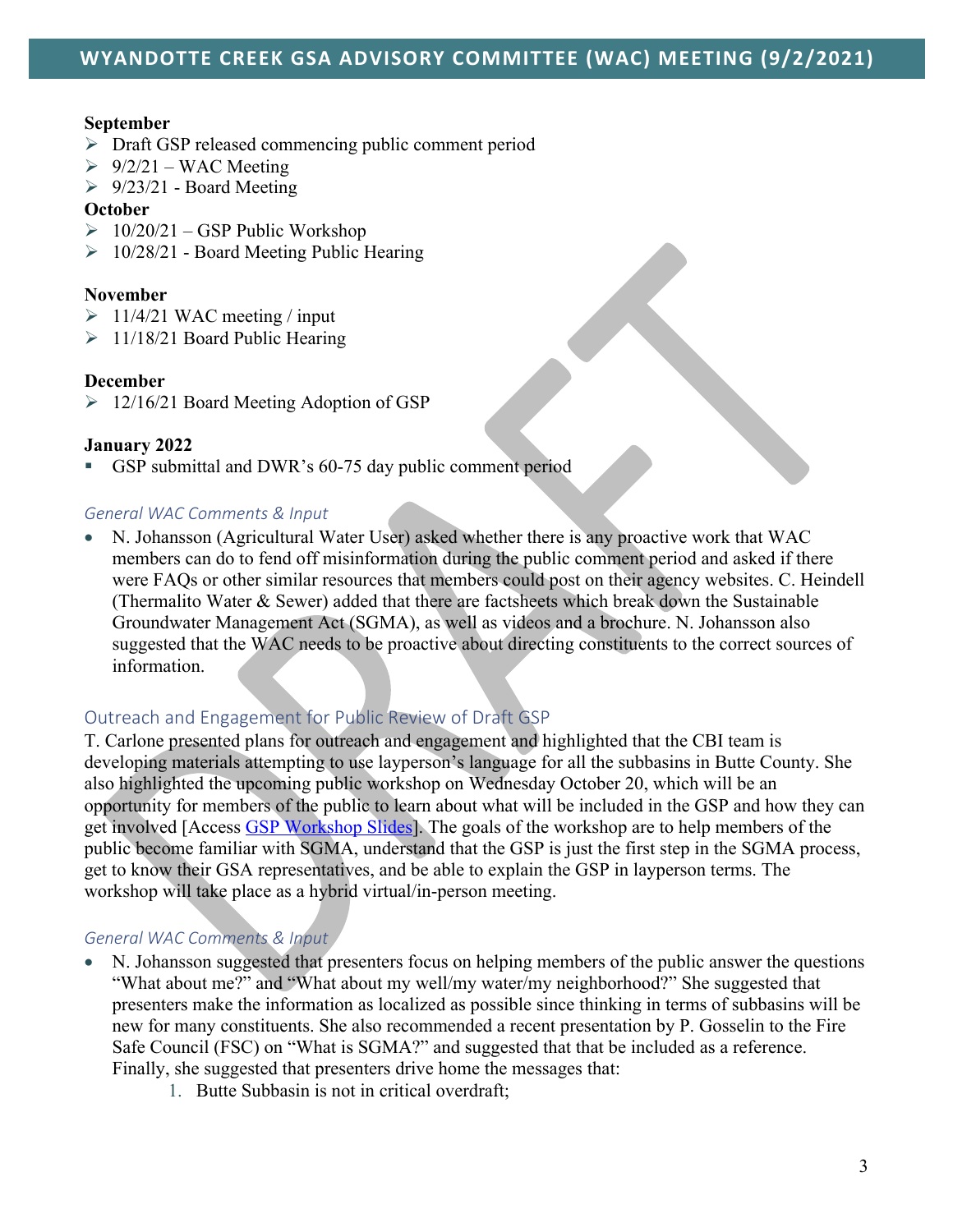**September**
- ➢ Draft GSP released commencing public comment period
- ➢ 9/2/21 – WAC Meeting
- ➢ 9/23/21 - Board Meeting

**October**
- ➢ 10/20/21 – GSP Public Workshop
- ➢ 10/28/21 - Board Meeting Public Hearing

**November**
- ➢ 11/4/21 WAC meeting / input
- ➢ 11/18/21 Board Public Hearing

**December**
- ➢ 12/16/21 Board Meeting Adoption of GSP

**January 2022**
- GSP submittal and DWR's 60-75 day public comment period

### *General WAC Comments & Input*

- N. Johansson (Agricultural Water User) asked whether there is any proactive work that WAC members can do to fend off misinformation during the public comment period and asked if there were FAQs or other similar resources that members could post on their agency websites. C. Heindell (Thermalito Water & Sewer) added that there are factsheets which break down the Sustainable Groundwater Management Act (SGMA), as well as videos and a brochure. N. Johansson also suggested that the WAC needs to be proactive about directing constituents to the correct sources of information.

## Outreach and Engagement for Public Review of Draft GSP

T. Carlone presented plans for outreach and engagement and highlighted that the CBI team is developing materials attempting to use layperson's language for all the subbasins in Butte County. She also highlighted the upcoming public workshop on Wednesday October 20, which will be an opportunity for members of the public to learn about what will be included in the GSP and how they can get involved [Access GSP Workshop Slides]. The goals of the workshop are to help members of the public become familiar with SGMA, understand that the GSP is just the first step in the SGMA process, get to know their GSA representatives, and be able to explain the GSP in layperson terms. The workshop will take place as a hybrid virtual/in-person meeting.

### *General WAC Comments & Input*

- N. Johansson suggested that presenters focus on helping members of the public answer the questions "What about me?" and "What about my well/my water/my neighborhood?" She suggested that presenters make the information as localized as possible since thinking in terms of subbasins will be new for many constituents. She also recommended a recent presentation by P. Gosselin to the Fire Safe Council (FSC) on "What is SGMA?" and suggested that that be included as a reference. Finally, she suggested that presenters drive home the messages that:
    1. Butte Subbasin is not in critical overdraft;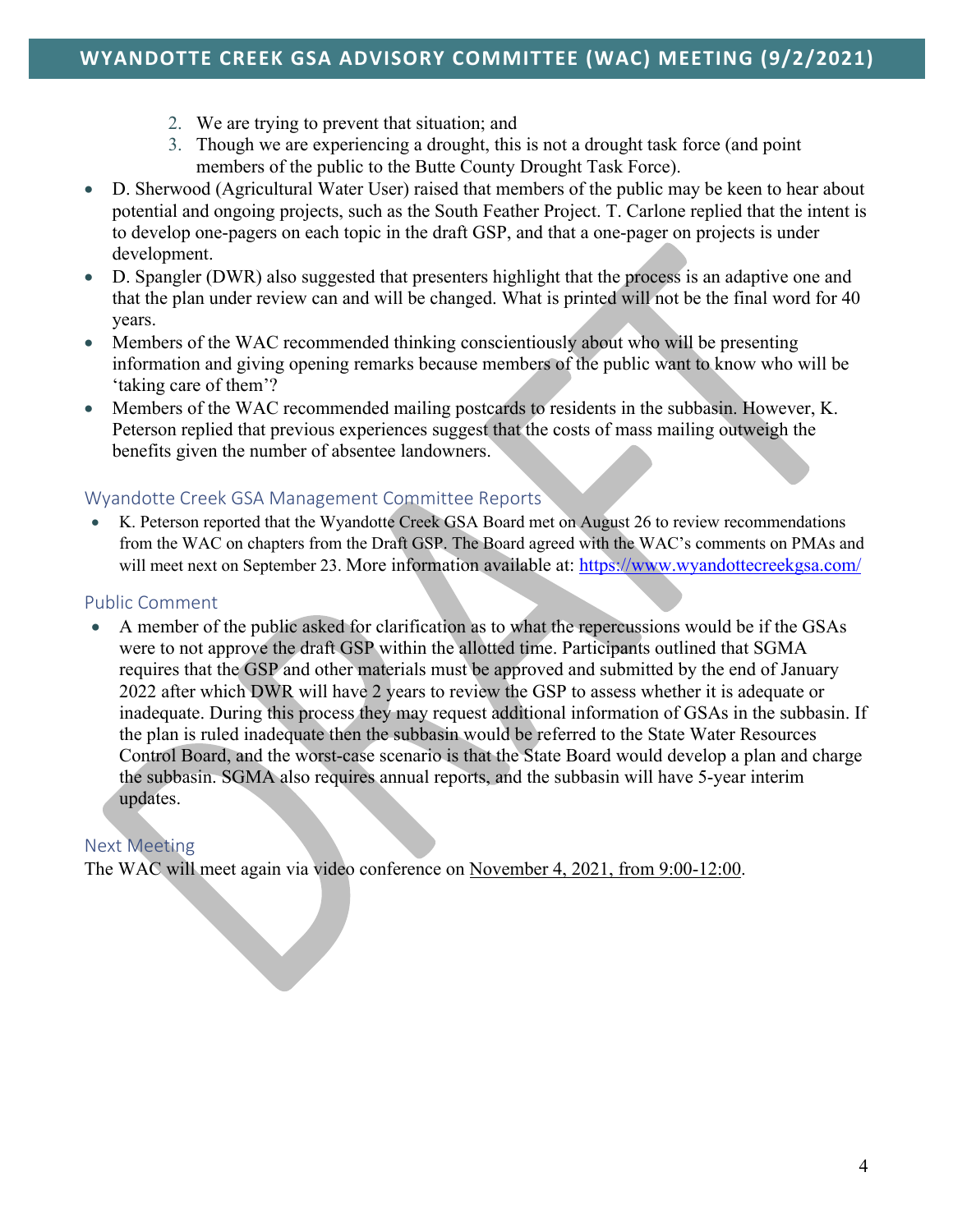2. We are trying to prevent that situation; and
3. Though we are experiencing a drought, this is not a drought task force (and point members of the public to the Butte County Drought Task Force).

- D. Sherwood (Agricultural Water User) raised that members of the public may be keen to hear about potential and ongoing projects, such as the South Feather Project. T. Carlone replied that the intent is to develop one-pagers on each topic in the draft GSP, and that a one-pager on projects is under development.
- D. Spangler (DWR) also suggested that presenters highlight that the process is an adaptive one and that the plan under review can and will be changed. What is printed will not be the final word for 40 years.
- Members of the WAC recommended thinking conscientiously about who will be presenting information and giving opening remarks because members of the public want to know who will be 'taking care of them'?
- Members of the WAC recommended mailing postcards to residents in the subbasin. However, K. Peterson replied that previous experiences suggest that the costs of mass mailing outweigh the benefits given the number of absentee landowners.

## Wyandotte Creek GSA Management Committee Reports

- K. Peterson reported that the Wyandotte Creek GSA Board met on August 26 to review recommendations from the WAC on chapters from the Draft GSP. The Board agreed with the WAC's comments on PMAs and will meet next on September 23. More information available at: https://www.wyandottecreekgsa.com/

## Public Comment

- A member of the public asked for clarification as to what the repercussions would be if the GSAs were to not approve the draft GSP within the allotted time. Participants outlined that SGMA requires that the GSP and other materials must be approved and submitted by the end of January 2022 after which DWR will have 2 years to review the GSP to assess whether it is adequate or inadequate. During this process they may request additional information of GSAs in the subbasin. If the plan is ruled inadequate then the subbasin would be referred to the State Water Resources Control Board, and the worst-case scenario is that the State Board would develop a plan and charge the subbasin. SGMA also requires annual reports, and the subbasin will have 5-year interim updates.

## Next Meeting

The WAC will meet again via video conference on November 4, 2021, from 9:00-12:00.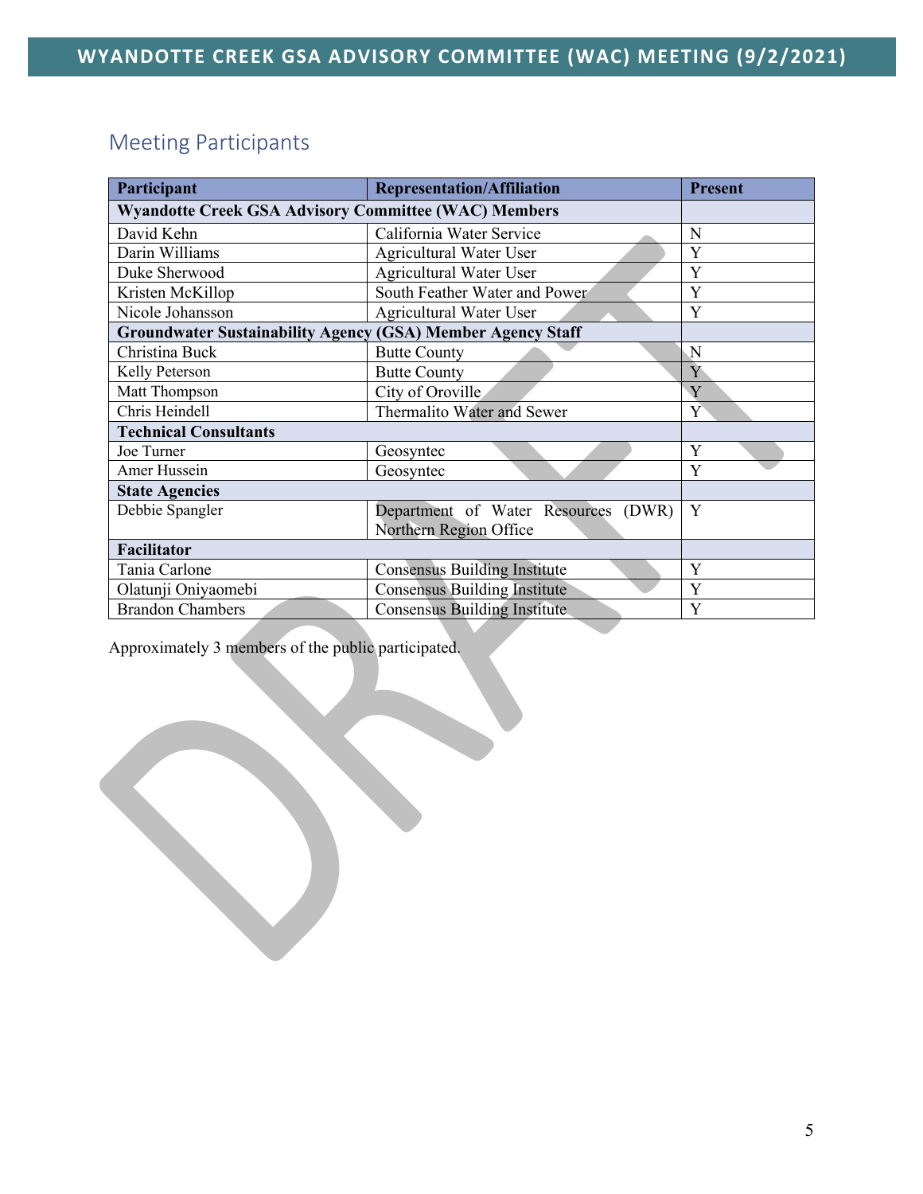## Meeting Participants

| Participant | Representation/Affiliation | Present |
|---|---|---|
| **Wyandotte Creek GSA Advisory Committee (WAC) Members** | | |
| David Kehn | California Water Service | N |
| Darin Williams | Agricultural Water User | Y |
| Duke Sherwood | Agricultural Water User | Y |
| Kristen McKillop | South Feather Water and Power | Y |
| Nicole Johansson | Agricultural Water User | Y |
| **Groundwater Sustainability Agency (GSA) Member Agency Staff** | | |
| Christina Buck | Butte County | N |
| Kelly Peterson | Butte County | Y |
| Matt Thompson | City of Oroville | Y |
| Chris Heindell | Thermalito Water and Sewer | Y |
| **Technical Consultants** | | |
| Joe Turner | Geosyntec | Y |
| Amer Hussein | Geosyntec | Y |
| **State Agencies** | | |
| Debbie Spangler | Department of Water Resources (DWR) Northern Region Office | Y |
| **Facilitator** | | |
| Tania Carlone | Consensus Building Institute | Y |
| Olatunji Oniyaomebi | Consensus Building Institute | Y |
| Brandon Chambers | Consensus Building Institute | Y |

Approximately 3 members of the public participated.